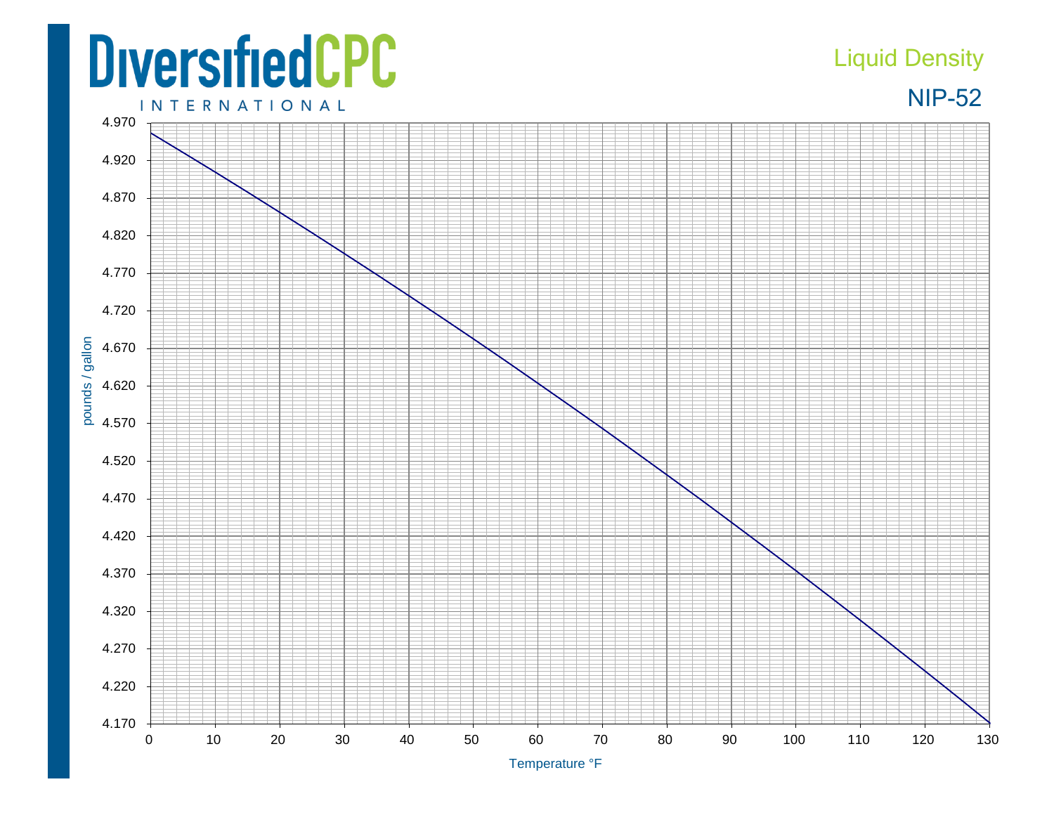DiversifiedCPC INTERNATIONAL

Liquid Density

NIP-52

pounds / gallon

4.970
4.920
4.870
4.820
4.770
4.720
4.670
4.620
4.570
4.520
4.470
4.420
4.370
4.320
4.270
4.220
4.170

0 10 20 30 40 50 60 70 80 90 100 110 120 130

Temperature °F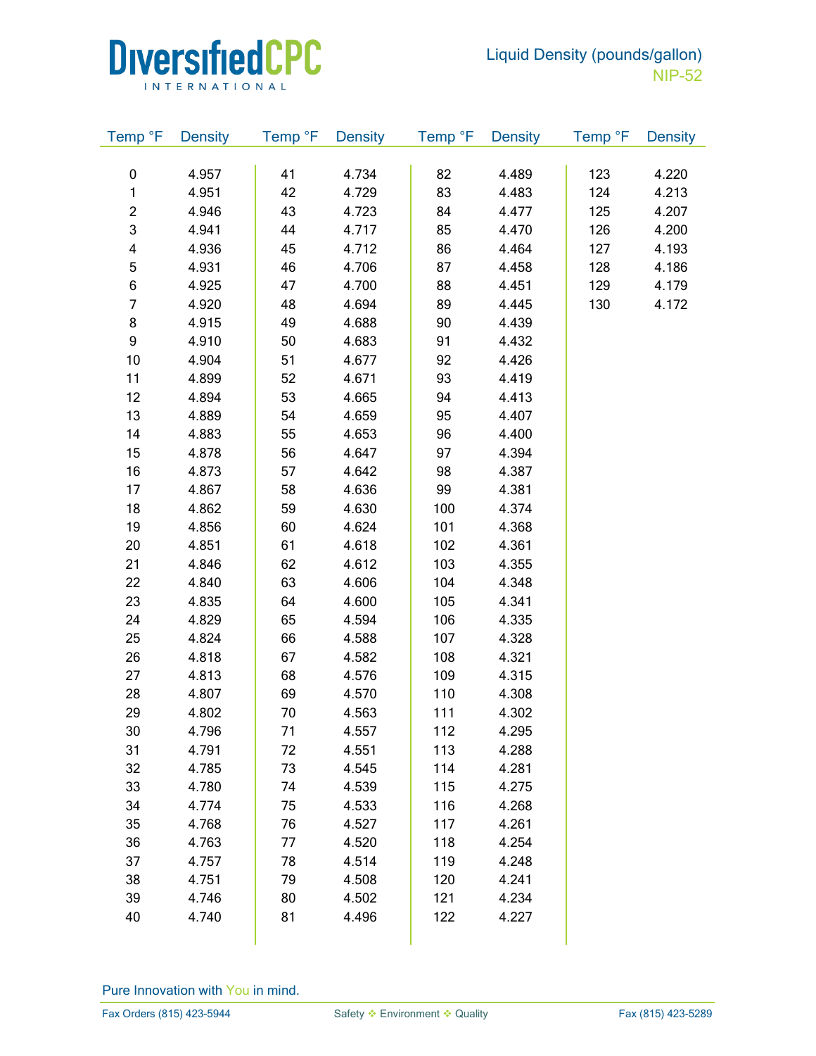DiversifiedCPC INTERNATIONAL

Liquid Density (pounds/gallon)

NIP-52

| Temp °F | Density | Temp °F | Density | Temp °F | Density | Temp °F | Density |
|---|---|---|---|---|---|---|---|
| 0 | 4.957 | 41 | 4.734 | 82 | 4.489 | 123 | 4.220 |
| 1 | 4.951 | 42 | 4.729 | 83 | 4.483 | 124 | 4.213 |
| 2 | 4.946 | 43 | 4.723 | 84 | 4.477 | 125 | 4.207 |
| 3 | 4.941 | 44 | 4.717 | 85 | 4.470 | 126 | 4.200 |
| 4 | 4.936 | 45 | 4.712 | 86 | 4.464 | 127 | 4.193 |
| 5 | 4.931 | 46 | 4.706 | 87 | 4.458 | 128 | 4.186 |
| 6 | 4.925 | 47 | 4.700 | 88 | 4.451 | 129 | 4.179 |
| 7 | 4.920 | 48 | 4.694 | 89 | 4.445 | 130 | 4.172 |
| 8 | 4.915 | 49 | 4.688 | 90 | 4.439 | | |
| 9 | 4.910 | 50 | 4.683 | 91 | 4.432 | | |
| 10 | 4.904 | 51 | 4.677 | 92 | 4.426 | | |
| 11 | 4.899 | 52 | 4.671 | 93 | 4.419 | | |
| 12 | 4.894 | 53 | 4.665 | 94 | 4.413 | | |
| 13 | 4.889 | 54 | 4.659 | 95 | 4.407 | | |
| 14 | 4.883 | 55 | 4.653 | 96 | 4.400 | | |
| 15 | 4.878 | 56 | 4.647 | 97 | 4.394 | | |
| 16 | 4.873 | 57 | 4.642 | 98 | 4.387 | | |
| 17 | 4.867 | 58 | 4.636 | 99 | 4.381 | | |
| 18 | 4.862 | 59 | 4.630 | 100 | 4.374 | | |
| 19 | 4.856 | 60 | 4.624 | 101 | 4.368 | | |
| 20 | 4.851 | 61 | 4.618 | 102 | 4.361 | | |
| 21 | 4.846 | 62 | 4.612 | 103 | 4.355 | | |
| 22 | 4.840 | 63 | 4.606 | 104 | 4.348 | | |
| 23 | 4.835 | 64 | 4.600 | 105 | 4.341 | | |
| 24 | 4.829 | 65 | 4.594 | 106 | 4.335 | | |
| 25 | 4.824 | 66 | 4.588 | 107 | 4.328 | | |
| 26 | 4.818 | 67 | 4.582 | 108 | 4.321 | | |
| 27 | 4.813 | 68 | 4.576 | 109 | 4.315 | | |
| 28 | 4.807 | 69 | 4.570 | 110 | 4.308 | | |
| 29 | 4.802 | 70 | 4.563 | 111 | 4.302 | | |
| 30 | 4.796 | 71 | 4.557 | 112 | 4.295 | | |
| 31 | 4.791 | 72 | 4.551 | 113 | 4.288 | | |
| 32 | 4.785 | 73 | 4.545 | 114 | 4.281 | | |
| 33 | 4.780 | 74 | 4.539 | 115 | 4.275 | | |
| 34 | 4.774 | 75 | 4.533 | 116 | 4.268 | | |
| 35 | 4.768 | 76 | 4.527 | 117 | 4.261 | | |
| 36 | 4.763 | 77 | 4.520 | 118 | 4.254 | | |
| 37 | 4.757 | 78 | 4.514 | 119 | 4.248 | | |
| 38 | 4.751 | 79 | 4.508 | 120 | 4.241 | | |
| 39 | 4.746 | 80 | 4.502 | 121 | 4.234 | | |
| 40 | 4.740 | 81 | 4.496 | 122 | 4.227 | | |

Pure Innovation with You in mind.

Fax Orders (815) 423-5944 Safety ❖ Environment ❖ Quality Fax (815) 423-5289